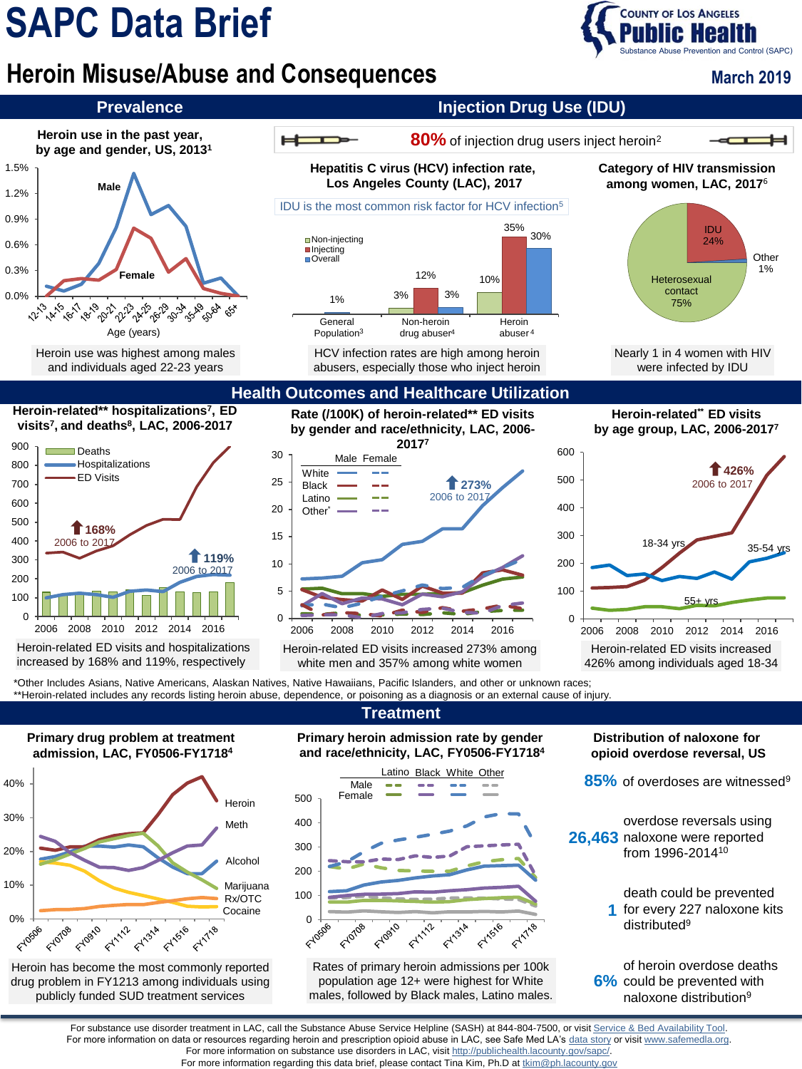# SAPC Data Brief

County of Los Angeles Public Health — Substance Abuse Prevention and Control (SAPC)

## Heroin Misuse/Abuse and Consequences

March 2019

## Prevalence

### Heroin use in the past year, by age and gender, US, 2013[1]

Heroin use was highest among males and individuals aged 22-23 years

## Injection Drug Use (IDU)

**80%** of injection drug users inject heroin[2]

### Hepatitis C virus (HCV) infection rate, Los Angeles County (LAC), 2017

IDU is the most common risk factor for HCV infection[5]

| | Non-injecting | Injecting | Overall |
|---|---|---|---|
| General Population[3] | | | 1% |
| Non-heroin drug abuser[4] | 3% | 12% | 3% |
| Heroin abuser[4] | 10% | 35% | 30% |

HCV infection rates are high among heroin abusers, especially those who inject heroin

### Category of HIV transmission among women, LAC, 2017[6]

| Category | Percent |
|---|---|
| Heterosexual contact | 75% |
| IDU | 24% |
| Other | 1% |

Nearly 1 in 4 women with HIV were infected by IDU

## Health Outcomes and Healthcare Utilization

### Heroin-related** hospitalizations[7], ED visits[7], and deaths[8], LAC, 2006-2017

ED Visits: 168% increase, 2006 to 2017. Hospitalizations: 119% increase, 2006 to 2017.

Heroin-related ED visits and hospitalizations increased by 168% and 119%, respectively

### Rate (/100K) of heroin-related** ED visits by gender and race/ethnicity, LAC, 2006-2017[7]

White male: 273% increase, 2006 to 2017.

Heroin-related ED visits increased 273% among white men and 357% among white women

### Heroin-related** ED visits by age group, LAC, 2006-2017[7]

18-34 yrs: 426% increase, 2006 to 2017.

Heroin-related ED visits increased 426% among individuals aged 18-34

*Other Includes Asians, Native Americans, Alaskan Natives, Native Hawaiians, Pacific Islanders, and other or unknown races;
**Heroin-related includes any records listing heroin abuse, dependence, or poisoning as a diagnosis or an external cause of injury.

## Treatment

### Primary drug problem at treatment admission, LAC, FY0506-FY1718[4]

Heroin has become the most commonly reported drug problem in FY1213 among individuals using publicly funded SUD treatment services

### Primary heroin admission rate by gender and race/ethnicity, LAC, FY0506-FY1718[4]

Rates of primary heroin admissions per 100k population age 12+ were highest for White males, followed by Black males, Latino males.

### Distribution of naloxone for opioid overdose reversal, US

- **85%** of overdoses are witnessed[9]
- **26,463** overdose reversals using naloxone were reported from 1996-2014[10]
- **1** death could be prevented for every 227 naloxone kits distributed[9]
- **6%** of heroin overdose deaths could be prevented with naloxone distribution[9]

---

For substance use disorder treatment in LAC, call the Substance Abuse Service Helpline (SASH) at 844-804-7500, or visit Service & Bed Availability Tool.
For more information on data or resources regarding heroin and prescription opioid abuse in LAC, see Safe Med LA's data story or visit www.safemedla.org.
For more information on substance use disorders in LAC, visit http://publichealth.lacounty.gov/sapc/.
For more information regarding this data brief, please contact Tina Kim, Ph.D at tkim@ph.lacounty.gov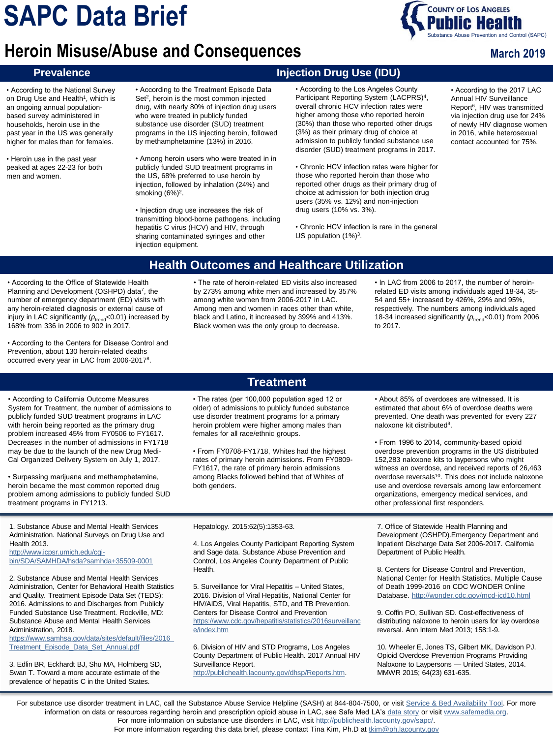# SAPC Data Brief

County of Los Angeles Public Health
Substance Abuse Prevention and Control (SAPC)

## Heroin Misuse/Abuse and Consequences

March 2019

## Prevalence

- According to the National Survey on Drug Use and Health[1], which is an ongoing annual population-based survey administered in households, heroin use in the past year in the US was generally higher for males than for females.
- Heroin use in the past year peaked at ages 22-23 for both men and women.

## Injection Drug Use (IDU)

- According to the Treatment Episode Data Set[2], heroin is the most common injected drug, with nearly 80% of injection drug users who were treated in publicly funded substance use disorder (SUD) treatment programs in the US injecting heroin, followed by methamphetamine (13%) in 2016.
- Among heroin users who were treated in in publicly funded SUD treatment programs in the US, 68% preferred to use heroin by injection, followed by inhalation (24%) and smoking (6%)[2].
- Injection drug use increases the risk of transmitting blood-borne pathogens, including hepatitis C virus (HCV) and HIV, through sharing contaminated syringes and other injection equipment.
- According to the Los Angeles County Participant Reporting System (LACPRS)[4], overall chronic HCV infection rates were higher among those who reported heroin (30%) than those who reported other drugs (3%) as their primary drug of choice at admission to publicly funded substance use disorder (SUD) treatment programs in 2017.
- Chronic HCV infection rates were higher for those who reported heroin than those who reported other drugs as their primary drug of choice at admission for both injection drug users (35% vs. 12%) and non-injection drug users (10% vs. 3%).
- Chronic HCV infection is rare in the general US population (1%)[3].
- According to the 2017 LAC Annual HIV Surveillance Report[6], HIV was transmitted via injection drug use for 24% of newly HIV diagnose women in 2016, while heterosexual contact accounted for 75%.

## Health Outcomes and Healthcare Utilization

- According to the Office of Statewide Health Planning and Development (OSHPD) data[7], the number of emergency department (ED) visits with any heroin-related diagnosis or external cause of injury in LAC significantly ($p_{trend}<0.01$) increased by 168% from 336 in 2006 to 902 in 2017.
- According to the Centers for Disease Control and Prevention, about 130 heroin-related deaths occurred every year in LAC from 2006-2017[8].
- The rate of heroin-related ED visits also increased by 273% among white men and increased by 357% among white women from 2006-2017 in LAC. Among men and women in races other than white, black and Latino, it increased by 399% and 413%. Black women was the only group to decrease.
- In LAC from 2006 to 2017, the number of heroin-related ED visits among individuals aged 18-34, 35-54 and 55+ increased by 426%, 29% and 95%, respectively. The numbers among individuals aged 18-34 increased significantly ($p_{trend}<0.01$) from 2006 to 2017.

## Treatment

- According to California Outcome Measures System for Treatment, the number of admissions to publicly funded SUD treatment programs in LAC with heroin being reported as the primary drug problem increased 45% from FY0506 to FY1617. Decreases in the number of admissions in FY1718 may be due to the launch of the new Drug Medi-Cal Organized Delivery System on July 1, 2017.
- Surpassing marijuana and methamphetamine, heroin became the most common reported drug problem among admissions to publicly funded SUD treatment programs in FY1213.
- The rates (per 100,000 population aged 12 or older) of admissions to publicly funded substance use disorder treatment programs for a primary heroin problem were higher among males than females for all race/ethnic groups.
- From FY0708-FY1718, Whites had the highest rates of primary heroin admissions. From FY0809-FY1617, the rate of primary heroin admissions among Blacks followed behind that of Whites of both genders.
- About 85% of overdoses are witnessed. It is estimated that about 6% of overdose deaths were prevented. One death was prevented for every 227 naloxone kit distributed[9].
- From 1996 to 2014, community-based opioid overdose prevention programs in the US distributed 152,283 naloxone kits to laypersons who might witness an overdose, and received reports of 26,463 overdose reversals[10]. This does not include naloxone use and overdose reversals among law enforcement organizations, emergency medical services, and other professional first responders.

---

1. Substance Abuse and Mental Health Services Administration. National Surveys on Drug Use and Health 2013. http://www.icpsr.umich.edu/cgi-bin/SDA/SAMHDA/hsda?samhda+35509-0001
2. Substance Abuse and Mental Health Services Administration, Center for Behavioral Health Statistics and Quality. Treatment Episode Data Set (TEDS): 2016. Admissions to and Discharges from Publicly Funded Substance Use Treatment. Rockville, MD: Substance Abuse and Mental Health Services Administration, 2018. https://www.samhsa.gov/data/sites/default/files/2016_Treatment_Episode_Data_Set_Annual.pdf
3. Edlin BR, Eckhardt BJ, Shu MA, Holmberg SD, Swan T. Toward a more accurate estimate of the prevalence of hepatitis C in the United States. Hepatology. 2015:62(5):1353-63.
4. Los Angeles County Participant Reporting System and Sage data. Substance Abuse Prevention and Control, Los Angeles County Department of Public Health.
5. Surveillance for Viral Hepatitis – United States, 2016. Division of Viral Hepatitis, National Center for HIV/AIDS, Viral Hepatitis, STD, and TB Prevention. Centers for Disease Control and Prevention https://www.cdc.gov/hepatitis/statistics/2016surveillance/index.htm
6. Division of HIV and STD Programs, Los Angeles County Department of Public Health. 2017 Annual HIV Surveillance Report. http://publichealth.lacounty.gov/dhsp/Reports.htm.
7. Office of Statewide Health Planning and Development (OSHPD).Emergency Department and Inpatient Discharge Data Set 2006-2017. California Department of Public Health.
8. Centers for Disease Control and Prevention, National Center for Health Statistics. Multiple Cause of Death 1999-2016 on CDC WONDER Online Database. http://wonder.cdc.gov/mcd-icd10.html
9. Coffin PO, Sullivan SD. Cost-effectiveness of distributing naloxone to heroin users for lay overdose reversal. Ann Intern Med 2013; 158:1-9.
10. Wheeler E, Jones TS, Gilbert MK, Davidson PJ. Opioid Overdose Prevention Programs Providing Naloxone to Laypersons — United States, 2014. MMWR 2015; 64(23) 631-635.

---

For substance use disorder treatment in LAC, call the Substance Abuse Service Helpline (SASH) at 844-804-7500, or visit Service & Bed Availability Tool. For more information on data or resources regarding heroin and prescription opioid abuse in LAC, see Safe Med LA's data story or visit www.safemedla.org.
For more information on substance use disorders in LAC, visit http://publichealth.lacounty.gov/sapc/.
For more information regarding this data brief, please contact Tina Kim, Ph.D at tkim@ph.lacounty.gov